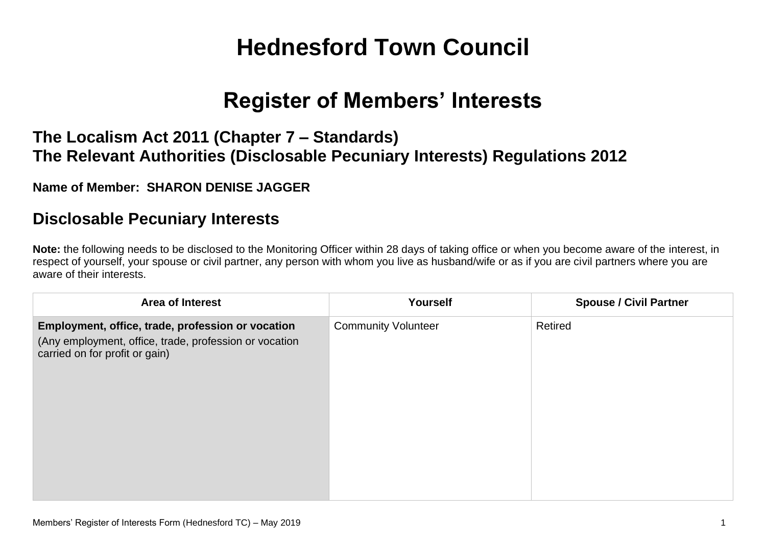# Hednesford Town Council

# Register of Members' Interests

### The Localism Act 2011 (Chapter 7 – Standards)
### The Relevant Authorities (Disclosable Pecuniary Interests) Regulations 2012

**Name of Member: SHARON DENISE JAGGER**

## Disclosable Pecuniary Interests

**Note:** the following needs to be disclosed to the Monitoring Officer within 28 days of taking office or when you become aware of the interest, in respect of yourself, your spouse or civil partner, any person with whom you live as husband/wife or as if you are civil partners where you are aware of their interests.

| Area of Interest | Yourself | Spouse / Civil Partner |
|---|---|---|
| **Employment, office, trade, profession or vocation**<br>(Any employment, office, trade, profession or vocation carried on for profit or gain) | Community Volunteer | Retired |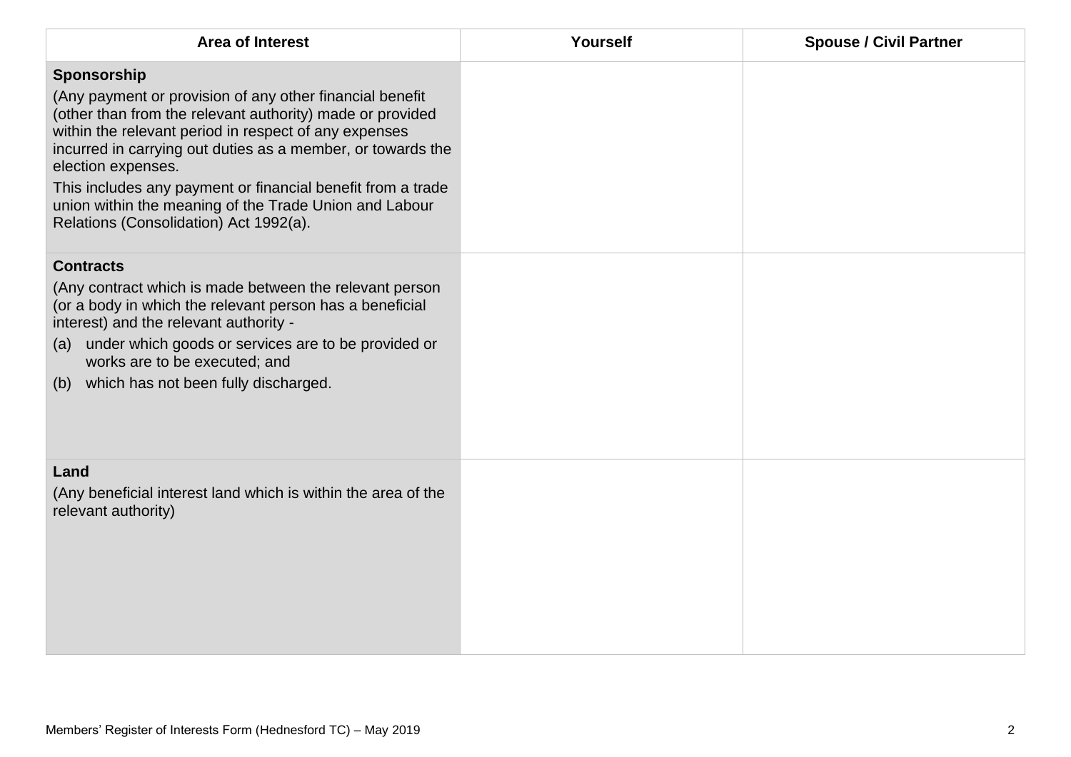| Area of Interest | Yourself | Spouse / Civil Partner |
|---|---|---|
| **Sponsorship**<br>(Any payment or provision of any other financial benefit (other than from the relevant authority) made or provided within the relevant period in respect of any expenses incurred in carrying out duties as a member, or towards the election expenses.<br>This includes any payment or financial benefit from a trade union within the meaning of the Trade Union and Labour Relations (Consolidation) Act 1992(a). | | |
| **Contracts**<br>(Any contract which is made between the relevant person (or a body in which the relevant person has a beneficial interest) and the relevant authority -<br>(a) under which goods or services are to be provided or works are to be executed; and<br>(b) which has not been fully discharged. | | |
| **Land**<br>(Any beneficial interest land which is within the area of the relevant authority) | | |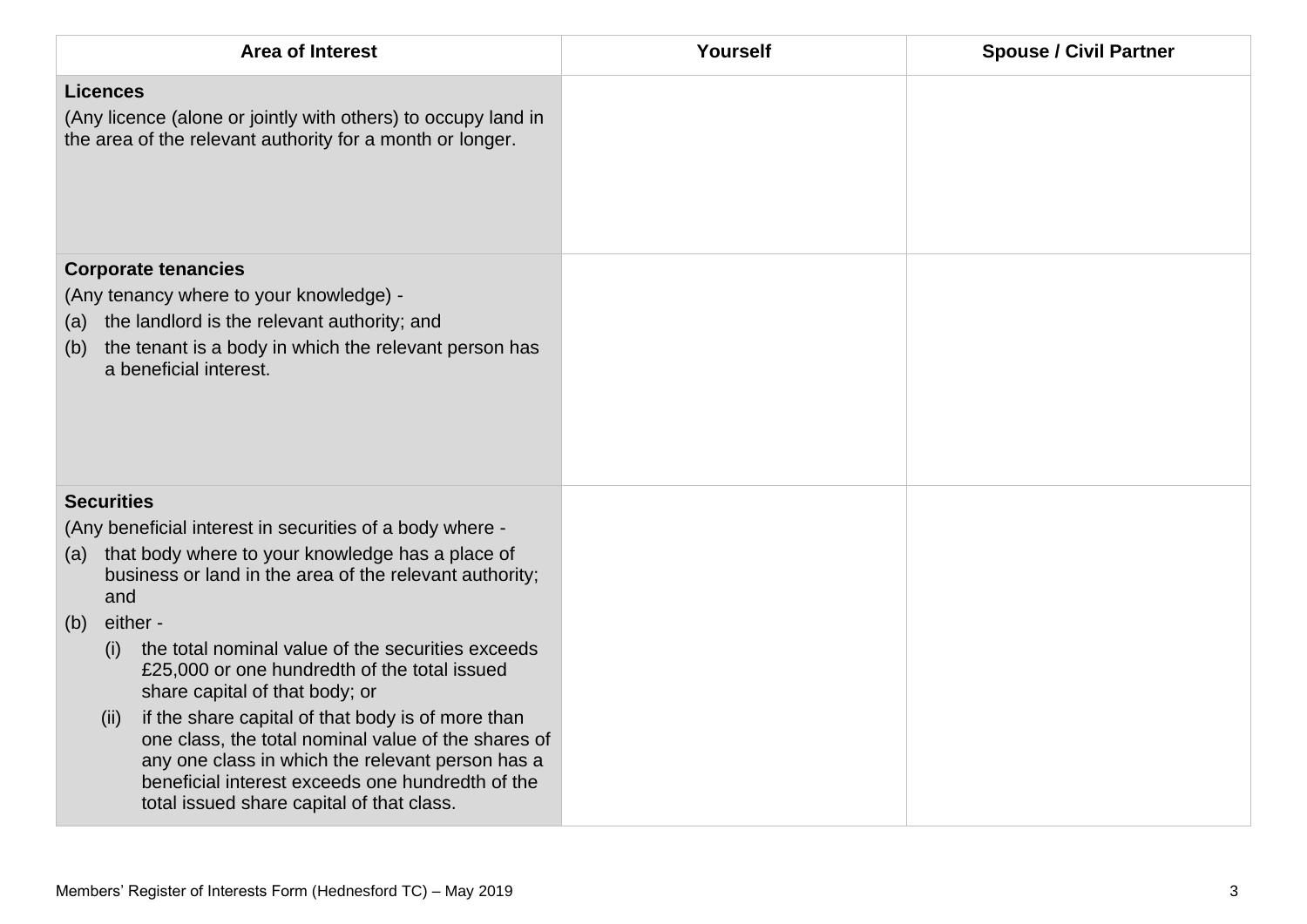| Area of Interest | Yourself | Spouse / Civil Partner |
| --- | --- | --- |
| **Licences**<br>(Any licence (alone or jointly with others) to occupy land in the area of the relevant authority for a month or longer. | | |
| **Corporate tenancies**<br>(Any tenancy where to your knowledge) -<br>(a) the landlord is the relevant authority; and<br>(b) the tenant is a body in which the relevant person has a beneficial interest. | | |
| **Securities**<br>(Any beneficial interest in securities of a body where -<br>(a) that body where to your knowledge has a place of business or land in the area of the relevant authority; and<br>(b) either -<br>(i) the total nominal value of the securities exceeds £25,000 or one hundredth of the total issued share capital of that body; or<br>(ii) if the share capital of that body is of more than one class, the total nominal value of the shares of any one class in which the relevant person has a beneficial interest exceeds one hundredth of the total issued share capital of that class. | | |

Members' Register of Interests Form (Hednesford TC) – May 2019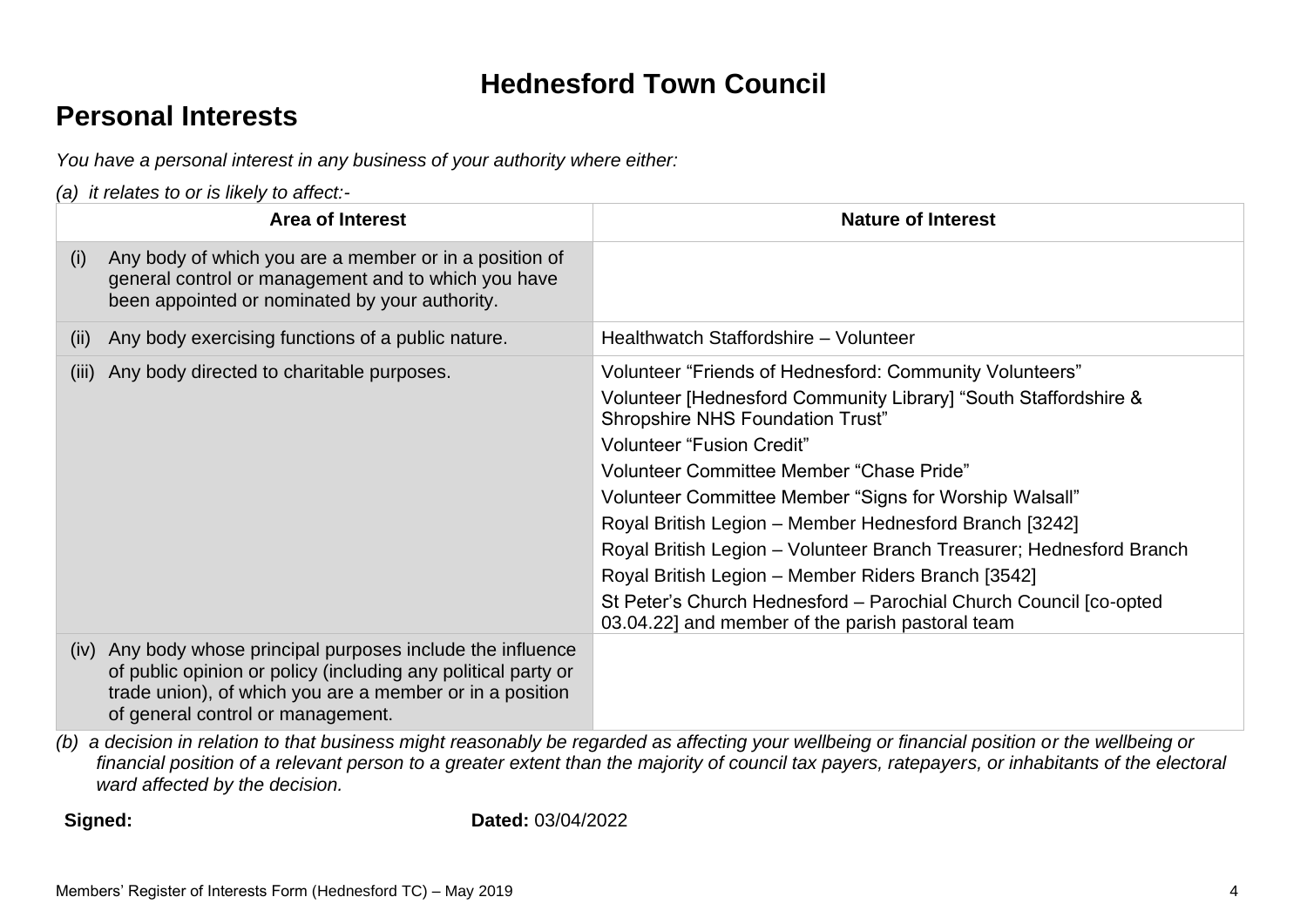# Hednesford Town Council

## Personal Interests

*You have a personal interest in any business of your authority where either:*

*(a) it relates to or is likely to affect:-*

| Area of Interest | Nature of Interest |
|---|---|
| (i) Any body of which you are a member or in a position of general control or management and to which you have been appointed or nominated by your authority. | |
| (ii) Any body exercising functions of a public nature. | Healthwatch Staffordshire – Volunteer |
| (iii) Any body directed to charitable purposes. | Volunteer "Friends of Hednesford: Community Volunteers"<br>Volunteer [Hednesford Community Library] "South Staffordshire & Shropshire NHS Foundation Trust"<br>Volunteer "Fusion Credit"<br>Volunteer Committee Member "Chase Pride"<br>Volunteer Committee Member "Signs for Worship Walsall"<br>Royal British Legion – Member Hednesford Branch [3242]<br>Royal British Legion – Volunteer Branch Treasurer; Hednesford Branch<br>Royal British Legion – Member Riders Branch [3542]<br>St Peter's Church Hednesford – Parochial Church Council [co-opted 03.04.22] and member of the parish pastoral team |
| (iv) Any body whose principal purposes include the influence of public opinion or policy (including any political party or trade union), of which you are a member or in a position of general control or management. | |

*(b) a decision in relation to that business might reasonably be regarded as affecting your wellbeing or financial position or the wellbeing or financial position of a relevant person to a greater extent than the majority of council tax payers, ratepayers, or inhabitants of the electoral ward affected by the decision.*

**Signed:** **Dated:** 03/04/2022

Members' Register of Interests Form (Hednesford TC) – May 2019